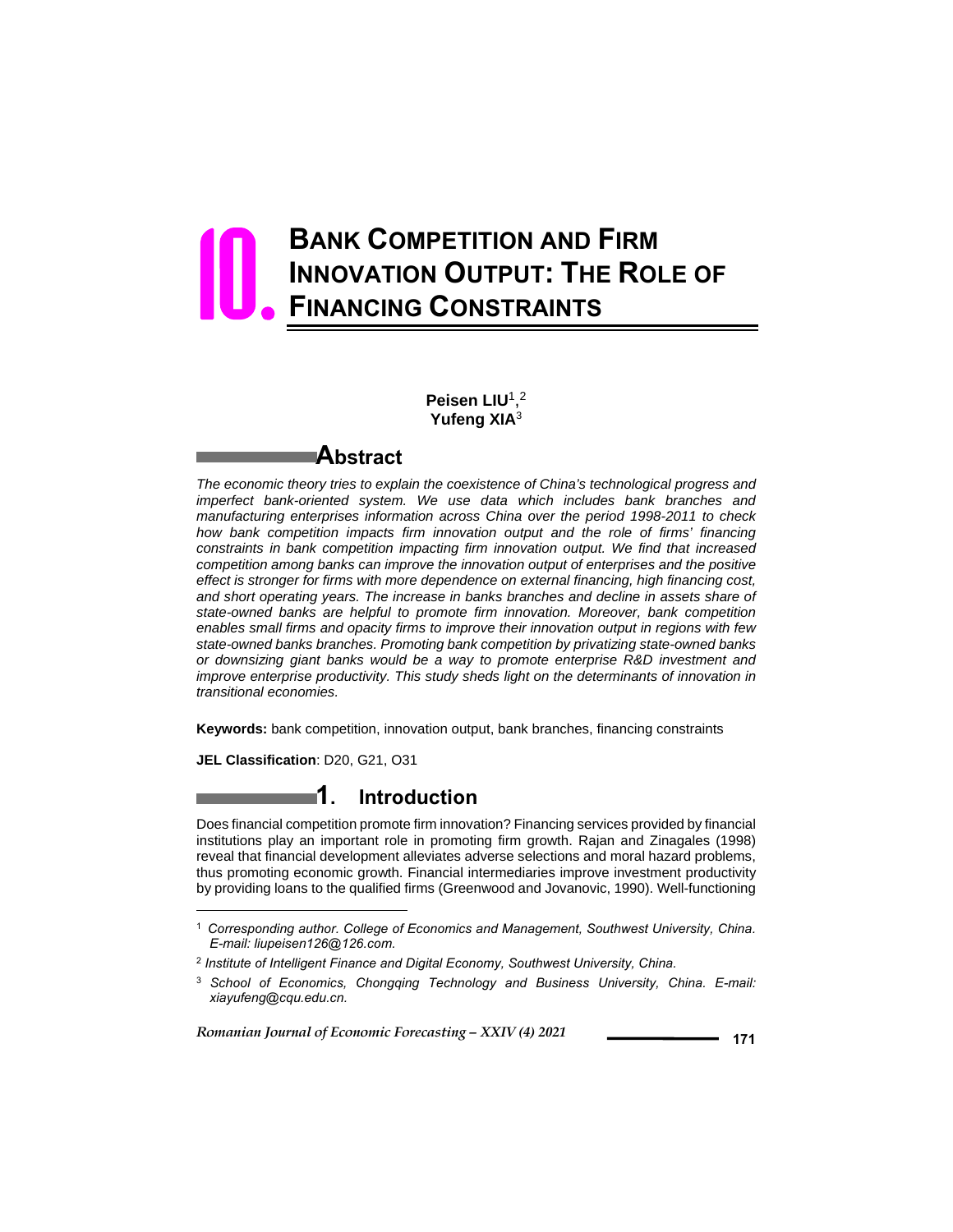# 10. BANK COMPETITION AND FIRM INNOVATION OUTPUT: THE ROLE OF FINANCING CONSTRAINTS

**Peisen LIU**[1,2]
**Yufeng XIA**[3]

## Abstract

*The economic theory tries to explain the coexistence of China's technological progress and imperfect bank-oriented system. We use data which includes bank branches and manufacturing enterprises information across China over the period 1998-2011 to check how bank competition impacts firm innovation output and the role of firms' financing constraints in bank competition impacting firm innovation output. We find that increased competition among banks can improve the innovation output of enterprises and the positive effect is stronger for firms with more dependence on external financing, high financing cost, and short operating years. The increase in banks branches and decline in assets share of state-owned banks are helpful to promote firm innovation. Moreover, bank competition enables small firms and opacity firms to improve their innovation output in regions with few state-owned banks branches. Promoting bank competition by privatizing state-owned banks or downsizing giant banks would be a way to promote enterprise R&D investment and improve enterprise productivity. This study sheds light on the determinants of innovation in transitional economies.*

**Keywords:** bank competition, innovation output, bank branches, financing constraints

**JEL Classification**: D20, G21, O31

## 1. Introduction

Does financial competition promote firm innovation? Financing services provided by financial institutions play an important role in promoting firm growth. Rajan and Zinagales (1998) reveal that financial development alleviates adverse selections and moral hazard problems, thus promoting economic growth. Financial intermediaries improve investment productivity by providing loans to the qualified firms (Greenwood and Jovanovic, 1990). Well-functioning

---

[1] *Corresponding author. College of Economics and Management, Southwest University, China. E-mail: liupeisen126@126.com.*

[2] *Institute of Intelligent Finance and Digital Economy, Southwest University, China.*

[3] *School of Economics, Chongqing Technology and Business University, China. E-mail: xiayufeng@cqu.edu.cn.*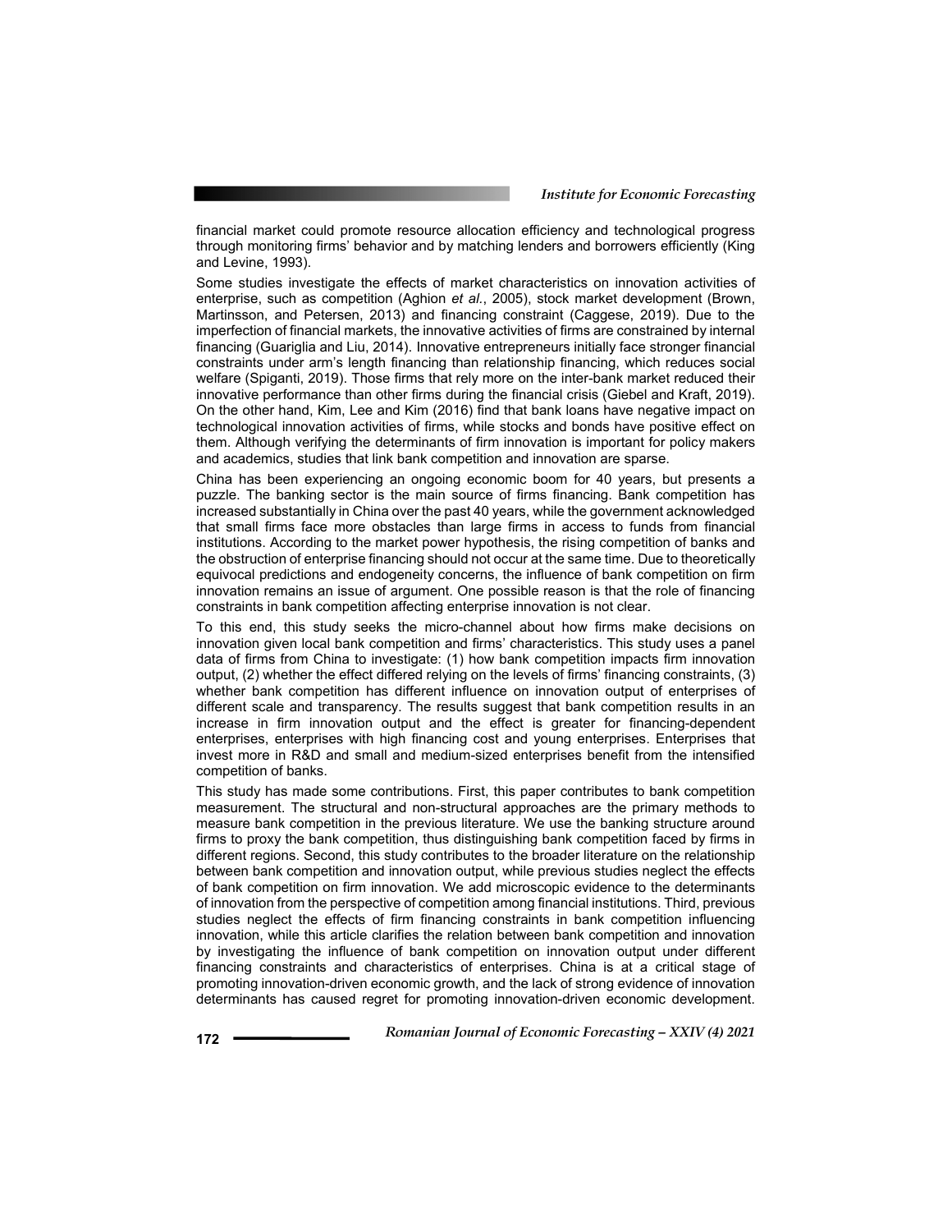financial market could promote resource allocation efficiency and technological progress through monitoring firms' behavior and by matching lenders and borrowers efficiently (King and Levine, 1993).

Some studies investigate the effects of market characteristics on innovation activities of enterprise, such as competition (Aghion *et al.*, 2005), stock market development (Brown, Martinsson, and Petersen, 2013) and financing constraint (Caggese, 2019). Due to the imperfection of financial markets, the innovative activities of firms are constrained by internal financing (Guariglia and Liu, 2014). Innovative entrepreneurs initially face stronger financial constraints under arm's length financing than relationship financing, which reduces social welfare (Spiganti, 2019). Those firms that rely more on the inter-bank market reduced their innovative performance than other firms during the financial crisis (Giebel and Kraft, 2019). On the other hand, Kim, Lee and Kim (2016) find that bank loans have negative impact on technological innovation activities of firms, while stocks and bonds have positive effect on them. Although verifying the determinants of firm innovation is important for policy makers and academics, studies that link bank competition and innovation are sparse.

China has been experiencing an ongoing economic boom for 40 years, but presents a puzzle. The banking sector is the main source of firms financing. Bank competition has increased substantially in China over the past 40 years, while the government acknowledged that small firms face more obstacles than large firms in access to funds from financial institutions. According to the market power hypothesis, the rising competition of banks and the obstruction of enterprise financing should not occur at the same time. Due to theoretically equivocal predictions and endogeneity concerns, the influence of bank competition on firm innovation remains an issue of argument. One possible reason is that the role of financing constraints in bank competition affecting enterprise innovation is not clear.

To this end, this study seeks the micro-channel about how firms make decisions on innovation given local bank competition and firms' characteristics. This study uses a panel data of firms from China to investigate: (1) how bank competition impacts firm innovation output, (2) whether the effect differed relying on the levels of firms' financing constraints, (3) whether bank competition has different influence on innovation output of enterprises of different scale and transparency. The results suggest that bank competition results in an increase in firm innovation output and the effect is greater for financing-dependent enterprises, enterprises with high financing cost and young enterprises. Enterprises that invest more in R&D and small and medium-sized enterprises benefit from the intensified competition of banks.

This study has made some contributions. First, this paper contributes to bank competition measurement. The structural and non-structural approaches are the primary methods to measure bank competition in the previous literature. We use the banking structure around firms to proxy the bank competition, thus distinguishing bank competition faced by firms in different regions. Second, this study contributes to the broader literature on the relationship between bank competition and innovation output, while previous studies neglect the effects of bank competition on firm innovation. We add microscopic evidence to the determinants of innovation from the perspective of competition among financial institutions. Third, previous studies neglect the effects of firm financing constraints in bank competition influencing innovation, while this article clarifies the relation between bank competition and innovation by investigating the influence of bank competition on innovation output under different financing constraints and characteristics of enterprises. China is at a critical stage of promoting innovation-driven economic growth, and the lack of strong evidence of innovation determinants has caused regret for promoting innovation-driven economic development.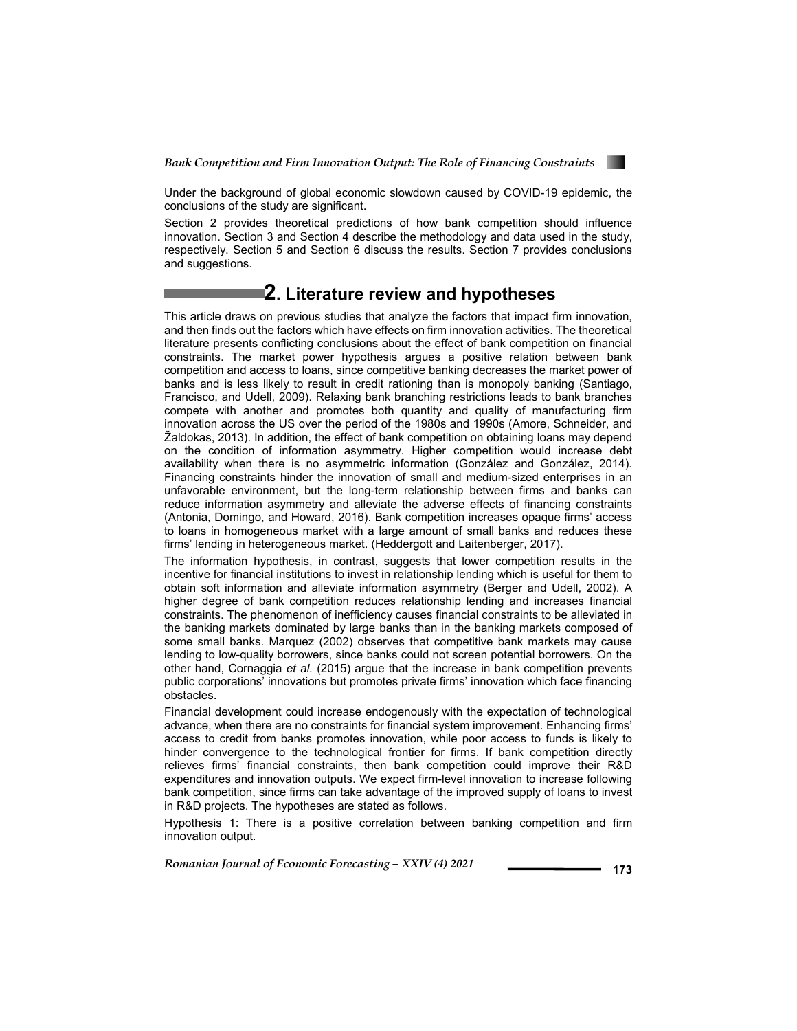Under the background of global economic slowdown caused by COVID-19 epidemic, the conclusions of the study are significant.

Section 2 provides theoretical predictions of how bank competition should influence innovation. Section 3 and Section 4 describe the methodology and data used in the study, respectively. Section 5 and Section 6 discuss the results. Section 7 provides conclusions and suggestions.

## 2. Literature review and hypotheses

This article draws on previous studies that analyze the factors that impact firm innovation, and then finds out the factors which have effects on firm innovation activities. The theoretical literature presents conflicting conclusions about the effect of bank competition on financial constraints. The market power hypothesis argues a positive relation between bank competition and access to loans, since competitive banking decreases the market power of banks and is less likely to result in credit rationing than is monopoly banking (Santiago, Francisco, and Udell, 2009). Relaxing bank branching restrictions leads to bank branches compete with another and promotes both quantity and quality of manufacturing firm innovation across the US over the period of the 1980s and 1990s (Amore, Schneider, and Žaldokas, 2013). In addition, the effect of bank competition on obtaining loans may depend on the condition of information asymmetry. Higher competition would increase debt availability when there is no asymmetric information (González and González, 2014). Financing constraints hinder the innovation of small and medium-sized enterprises in an unfavorable environment, but the long-term relationship between firms and banks can reduce information asymmetry and alleviate the adverse effects of financing constraints (Antonia, Domingo, and Howard, 2016). Bank competition increases opaque firms' access to loans in homogeneous market with a large amount of small banks and reduces these firms' lending in heterogeneous market. (Heddergott and Laitenberger, 2017).

The information hypothesis, in contrast, suggests that lower competition results in the incentive for financial institutions to invest in relationship lending which is useful for them to obtain soft information and alleviate information asymmetry (Berger and Udell, 2002). A higher degree of bank competition reduces relationship lending and increases financial constraints. The phenomenon of inefficiency causes financial constraints to be alleviated in the banking markets dominated by large banks than in the banking markets composed of some small banks. Marquez (2002) observes that competitive bank markets may cause lending to low-quality borrowers, since banks could not screen potential borrowers. On the other hand, Cornaggia *et al.* (2015) argue that the increase in bank competition prevents public corporations' innovations but promotes private firms' innovation which face financing obstacles.

Financial development could increase endogenously with the expectation of technological advance, when there are no constraints for financial system improvement. Enhancing firms' access to credit from banks promotes innovation, while poor access to funds is likely to hinder convergence to the technological frontier for firms. If bank competition directly relieves firms' financial constraints, then bank competition could improve their R&D expenditures and innovation outputs. We expect firm-level innovation to increase following bank competition, since firms can take advantage of the improved supply of loans to invest in R&D projects. The hypotheses are stated as follows.

Hypothesis 1: There is a positive correlation between banking competition and firm innovation output.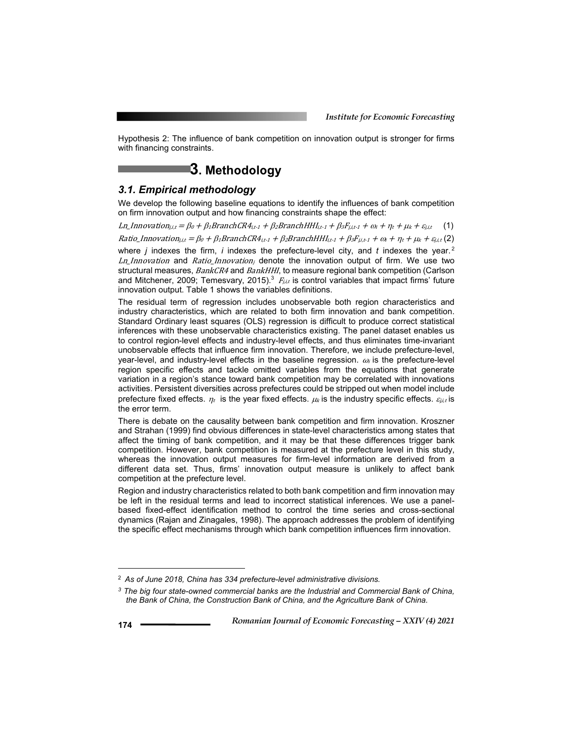Hypothesis 2: The influence of bank competition on innovation output is stronger for firms with financing constraints.

# 3. Methodology

## 3.1. Empirical methodology

We develop the following baseline equations to identify the influences of bank competition on firm innovation output and how financing constraints shape the effect:

$$Ln\_Innovation_{j,i,t} = \beta_0 + \beta_1 BranchCR4_{i,t-1} + \beta_2 BranchHHI_{i,t-1} + \beta_3 F_{j,i,t-1} + \omega_i + \eta_t + \mu_k + \varepsilon_{j,i,t} \quad (1)$$

$$Ratio\_Innovation_{j,i,t} = \beta_0 + \beta_1 BranchCR4_{i,t-1} + \beta_2 BranchHHI_{i,t-1} + \beta_3 F_{j,i,t-1} + \omega_i + \eta_t + \mu_k + \varepsilon_{j,i,t} \quad (2)$$

where *j* indexes the firm, *i* indexes the prefecture-level city, and *t* indexes the year.[2] $Ln\_Innovation$ and $Ratio\_Innovation_j$ denote the innovation output of firm. We use two structural measures, $BankCR4$ and $BankHHI$, to measure regional bank competition (Carlson and Mitchener, 2009; Temesvary, 2015).[3] $F_{j,i,t}$ is control variables that impact firms' future innovation output. Table 1 shows the variables definitions.

The residual term of regression includes unobservable both region characteristics and industry characteristics, which are related to both firm innovation and bank competition. Standard Ordinary least squares (OLS) regression is difficult to produce correct statistical inferences with these unobservable characteristics existing. The panel dataset enables us to control region-level effects and industry-level effects, and thus eliminates time-invariant unobservable effects that influence firm innovation. Therefore, we include prefecture-level, year-level, and industry-level effects in the baseline regression. $\omega_i$ is the prefecture-level region specific effects and tackle omitted variables from the equations that generate variation in a region's stance toward bank competition may be correlated with innovations activities. Persistent diversities across prefectures could be stripped out when model include prefecture fixed effects. $\eta_t$ is the year fixed effects. $\mu_k$ is the industry specific effects. $\varepsilon_{j,i,t}$ is the error term.

There is debate on the causality between bank competition and firm innovation. Kroszner and Strahan (1999) find obvious differences in state-level characteristics among states that affect the timing of bank competition, and it may be that these differences trigger bank competition. However, bank competition is measured at the prefecture level in this study, whereas the innovation output measures for firm-level information are derived from a different data set. Thus, firms' innovation output measure is unlikely to affect bank competition at the prefecture level.

Region and industry characteristics related to both bank competition and firm innovation may be left in the residual terms and lead to incorrect statistical inferences. We use a panel-based fixed-effect identification method to control the time series and cross-sectional dynamics (Rajan and Zinagales, 1998). The approach addresses the problem of identifying the specific effect mechanisms through which bank competition influences firm innovation.

---

[2] *As of June 2018, China has 334 prefecture-level administrative divisions.*

[3] *The big four state-owned commercial banks are the Industrial and Commercial Bank of China, the Bank of China, the Construction Bank of China, and the Agriculture Bank of China.*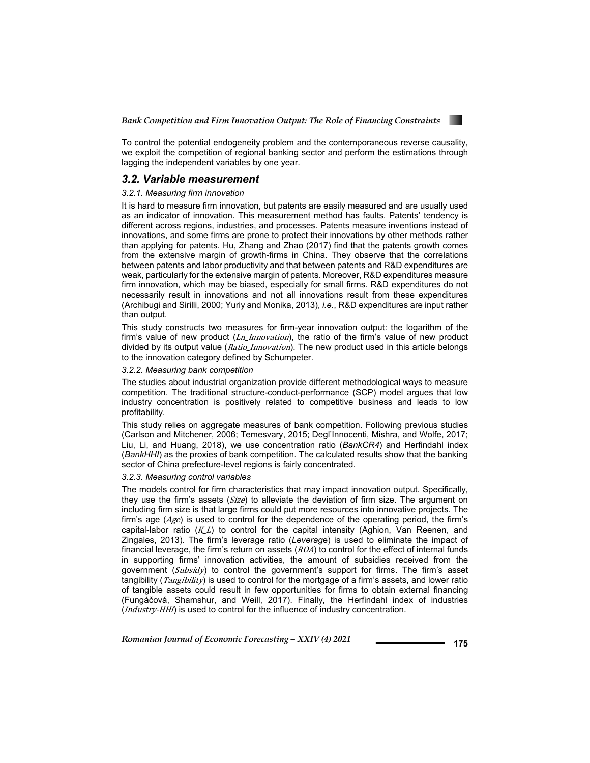To control the potential endogeneity problem and the contemporaneous reverse causality, we exploit the competition of regional banking sector and perform the estimations through lagging the independent variables by one year.

## 3.2. Variable measurement

### 3.2.1. Measuring firm innovation

It is hard to measure firm innovation, but patents are easily measured and are usually used as an indicator of innovation. This measurement method has faults. Patents' tendency is different across regions, industries, and processes. Patents measure inventions instead of innovations, and some firms are prone to protect their innovations by other methods rather than applying for patents. Hu, Zhang and Zhao (2017) find that the patents growth comes from the extensive margin of growth-firms in China. They observe that the correlations between patents and labor productivity and that between patents and R&D expenditures are weak, particularly for the extensive margin of patents. Moreover, R&D expenditures measure firm innovation, which may be biased, especially for small firms. R&D expenditures do not necessarily result in innovations and not all innovations result from these expenditures (Archibugi and Sirilli, 2000; Yuriy and Monika, 2013), *i.e.*, R&D expenditures are input rather than output.

This study constructs two measures for firm-year innovation output: the logarithm of the firm's value of new product (*Ln_Innovation*), the ratio of the firm's value of new product divided by its output value (*Ratio_Innovation*). The new product used in this article belongs to the innovation category defined by Schumpeter.

### 3.2.2. Measuring bank competition

The studies about industrial organization provide different methodological ways to measure competition. The traditional structure-conduct-performance (SCP) model argues that low industry concentration is positively related to competitive business and leads to low profitability.

This study relies on aggregate measures of bank competition. Following previous studies (Carlson and Mitchener, 2006; Temesvary, 2015; Degl'Innocenti, Mishra, and Wolfe, 2017; Liu, Li, and Huang, 2018), we use concentration ratio (*BankCR4*) and Herfindahl index (*BankHHI*) as the proxies of bank competition. The calculated results show that the banking sector of China prefecture-level regions is fairly concentrated.

### 3.2.3. Measuring control variables

The models control for firm characteristics that may impact innovation output. Specifically, they use the firm's assets (*Size*) to alleviate the deviation of firm size. The argument on including firm size is that large firms could put more resources into innovative projects. The firm's age (*Age*) is used to control for the dependence of the operating period, the firm's capital-labor ratio (*K_L*) to control for the capital intensity (Aghion, Van Reenen, and Zingales, 2013). The firm's leverage ratio (*Leverage*) is used to eliminate the impact of financial leverage, the firm's return on assets (*ROA*) to control for the effect of internal funds in supporting firms' innovation activities, the amount of subsidies received from the government (*Subsidy*) to control the government's support for firms. The firm's asset tangibility (*Tangibility*) is used to control for the mortgage of a firm's assets, and lower ratio of tangible assets could result in few opportunities for firms to obtain external financing (Fungáčová, Shamshur, and Weill, 2017). Finally, the Herfindahl index of industries (*Industry-HHI*) is used to control for the influence of industry concentration.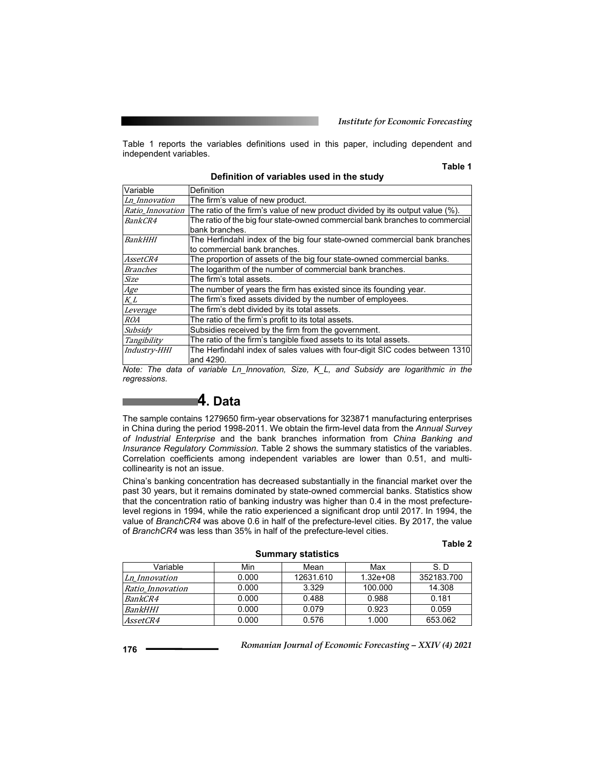Table 1 reports the variables definitions used in this paper, including dependent and independent variables.

**Table 1**

**Definition of variables used in the study**

| Variable | Definition |
|---|---|
| *Ln_Innovation* | The firm's value of new product. |
| *Ratio_Innovation* | The ratio of the firm's value of new product divided by its output value (%). |
| *BankCR4* | The ratio of the big four state-owned commercial bank branches to commercial bank branches. |
| *BankHHI* | The Herfindahl index of the big four state-owned commercial bank branches to commercial bank branches. |
| *AssetCR4* | The proportion of assets of the big four state-owned commercial banks. |
| *Branches* | The logarithm of the number of commercial bank branches. |
| *Size* | The firm's total assets. |
| *Age* | The number of years the firm has existed since its founding year. |
| *K_L* | The firm's fixed assets divided by the number of employees. |
| *Leverage* | The firm's debt divided by its total assets. |
| *ROA* | The ratio of the firm's profit to its total assets. |
| *Subsidy* | Subsidies received by the firm from the government. |
| *Tangibility* | The ratio of the firm's tangible fixed assets to its total assets. |
| *Industry-HHI* | The Herfindahl index of sales values with four-digit SIC codes between 1310 and 4290. |

*Note: The data of variable Ln_Innovation, Size, K_L, and Subsidy are logarithmic in the regressions.*

# 4. Data

The sample contains 1279650 firm-year observations for 323871 manufacturing enterprises in China during the period 1998-2011. We obtain the firm-level data from the *Annual Survey of Industrial Enterprise* and the bank branches information from *China Banking and Insurance Regulatory Commission*. Table 2 shows the summary statistics of the variables. Correlation coefficients among independent variables are lower than 0.51, and multi-collinearity is not an issue.

China's banking concentration has decreased substantially in the financial market over the past 30 years, but it remains dominated by state-owned commercial banks. Statistics show that the concentration ratio of banking industry was higher than 0.4 in the most prefecture-level regions in 1994, while the ratio experienced a significant drop until 2017. In 1994, the value of *BranchCR4* was above 0.6 in half of the prefecture-level cities. By 2017, the value of *BranchCR4* was less than 35% in half of the prefecture-level cities.

**Table 2**

**Summary statistics**

| Variable | Min | Mean | Max | S. D |
|---|---|---|---|---|
| *Ln_Innovation* | 0.000 | 12631.610 | 1.32e+08 | 352183.700 |
| *Ratio_Innovation* | 0.000 | 3.329 | 100.000 | 14.308 |
| *BankCR4* | 0.000 | 0.488 | 0.988 | 0.181 |
| *BankHHI* | 0.000 | 0.079 | 0.923 | 0.059 |
| *AssetCR4* | 0.000 | 0.576 | 1.000 | 653.062 |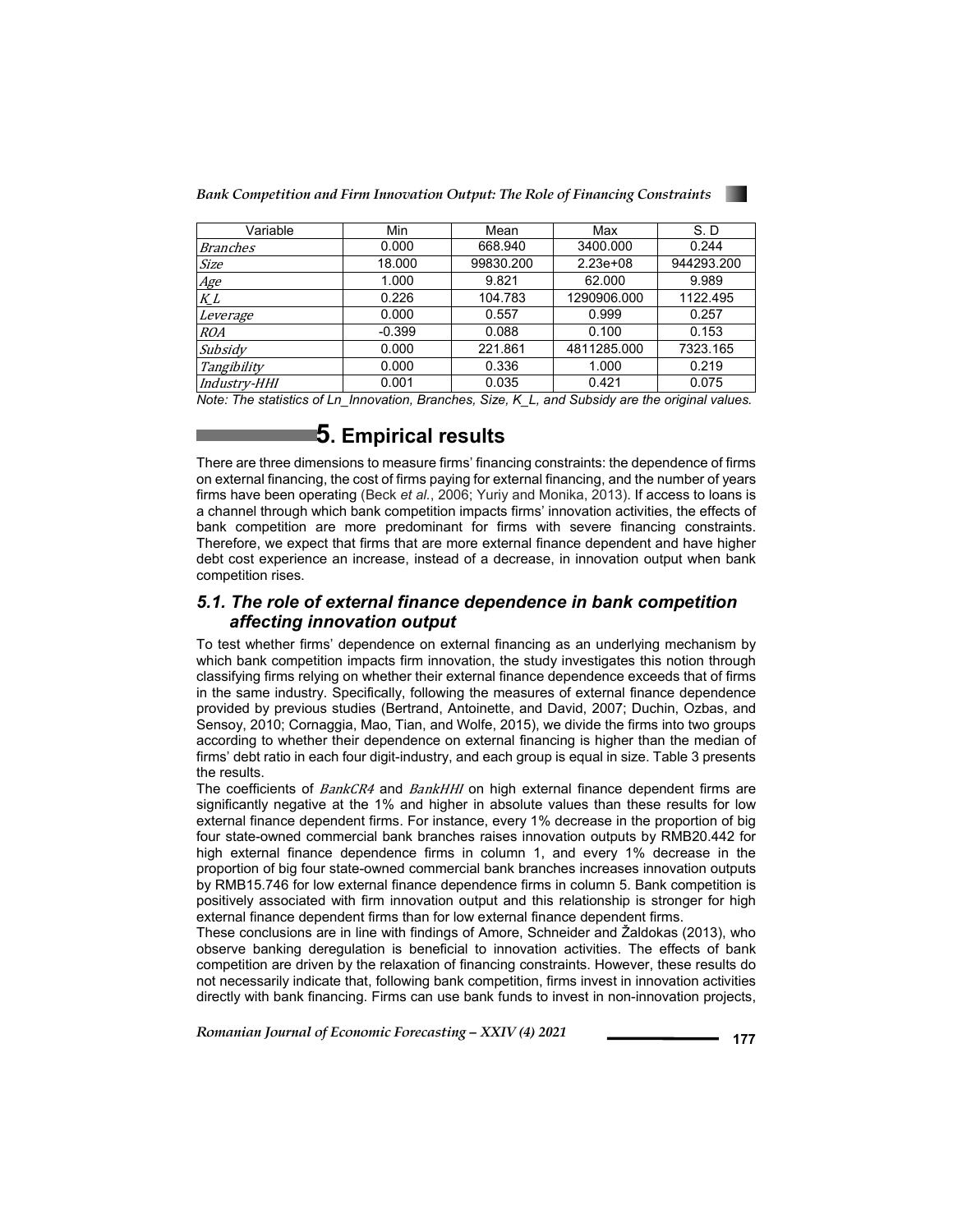| Variable | Min | Mean | Max | S. D |
|---|---|---|---|---|
| *Branches* | 0.000 | 668.940 | 3400.000 | 0.244 |
| *Size* | 18.000 | 99830.200 | 2.23e+08 | 944293.200 |
| *Age* | 1.000 | 9.821 | 62.000 | 9.989 |
| *K_L* | 0.226 | 104.783 | 1290906.000 | 1122.495 |
| *Leverage* | 0.000 | 0.557 | 0.999 | 0.257 |
| *ROA* | -0.399 | 0.088 | 0.100 | 0.153 |
| *Subsidy* | 0.000 | 221.861 | 4811285.000 | 7323.165 |
| *Tangibility* | 0.000 | 0.336 | 1.000 | 0.219 |
| *Industry-HHI* | 0.001 | 0.035 | 0.421 | 0.075 |

*Note: The statistics of Ln_Innovation, Branches, Size, K_L, and Subsidy are the original values.*

# 5. Empirical results

There are three dimensions to measure firms' financing constraints: the dependence of firms on external financing, the cost of firms paying for external financing, and the number of years firms have been operating (Beck *et al.*, 2006; Yuriy and Monika, 2013). If access to loans is a channel through which bank competition impacts firms' innovation activities, the effects of bank competition are more predominant for firms with severe financing constraints. Therefore, we expect that firms that are more external finance dependent and have higher debt cost experience an increase, instead of a decrease, in innovation output when bank competition rises.

## *5.1. The role of external finance dependence in bank competition affecting innovation output*

To test whether firms' dependence on external financing as an underlying mechanism by which bank competition impacts firm innovation, the study investigates this notion through classifying firms relying on whether their external finance dependence exceeds that of firms in the same industry. Specifically, following the measures of external finance dependence provided by previous studies (Bertrand, Antoinette, and David, 2007; Duchin, Ozbas, and Sensoy, 2010; Cornaggia, Mao, Tian, and Wolfe, 2015), we divide the firms into two groups according to whether their dependence on external financing is higher than the median of firms' debt ratio in each four digit-industry, and each group is equal in size. Table 3 presents the results.

The coefficients of *BankCR4* and *BankHHI* on high external finance dependent firms are significantly negative at the 1% and higher in absolute values than these results for low external finance dependent firms. For instance, every 1% decrease in the proportion of big four state-owned commercial bank branches raises innovation outputs by RMB20.442 for high external finance dependence firms in column 1, and every 1% decrease in the proportion of big four state-owned commercial bank branches increases innovation outputs by RMB15.746 for low external finance dependence firms in column 5. Bank competition is positively associated with firm innovation output and this relationship is stronger for high external finance dependent firms than for low external finance dependent firms.

These conclusions are in line with findings of Amore, Schneider and Žaldokas (2013), who observe banking deregulation is beneficial to innovation activities. The effects of bank competition are driven by the relaxation of financing constraints. However, these results do not necessarily indicate that, following bank competition, firms invest in innovation activities directly with bank financing. Firms can use bank funds to invest in non-innovation projects,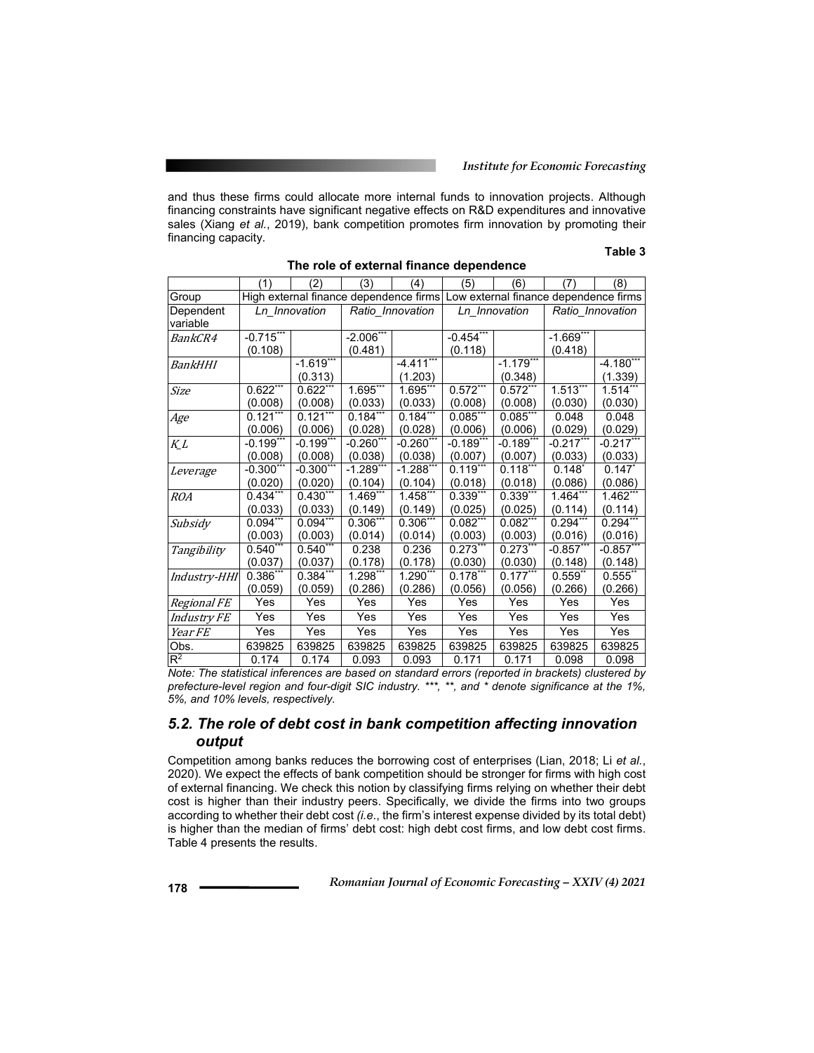and thus these firms could allocate more internal funds to innovation projects. Although financing constraints have significant negative effects on R&D expenditures and innovative sales (Xiang *et al.*, 2019), bank competition promotes firm innovation by promoting their financing capacity.

**Table 3**

**The role of external finance dependence**

| | (1) | (2) | (3) | (4) | (5) | (6) | (7) | (8) |
|---|---|---|---|---|---|---|---|---|
| Group | High external finance dependence firms | | | | Low external finance dependence firms | | | |
| Dependent variable | *Ln_Innovation* | | *Ratio_Innovation* | | *Ln_Innovation* | | *Ratio_Innovation* | |
| *BankCR4* | -0.715*** | | -2.006*** | | -0.454*** | | -1.669*** | |
| | (0.108) | | (0.481) | | (0.118) | | (0.418) | |
| *BankHHI* | | -1.619*** | | -4.411*** | | -1.179*** | | -4.180*** |
| | | (0.313) | | (1.203) | | (0.348) | | (1.339) |
| *Size* | 0.622*** | 0.622*** | 1.695*** | 1.695*** | 0.572*** | 0.572*** | 1.513*** | 1.514*** |
| | (0.008) | (0.008) | (0.033) | (0.033) | (0.008) | (0.008) | (0.030) | (0.030) |
| *Age* | 0.121*** | 0.121*** | 0.184*** | 0.184*** | 0.085*** | 0.085*** | 0.048 | 0.048 |
| | (0.006) | (0.006) | (0.028) | (0.028) | (0.006) | (0.006) | (0.029) | (0.029) |
| *K_L* | -0.199*** | -0.199*** | -0.260*** | -0.260*** | -0.189*** | -0.189*** | -0.217*** | -0.217*** |
| | (0.008) | (0.008) | (0.038) | (0.038) | (0.007) | (0.007) | (0.033) | (0.033) |
| *Leverage* | -0.300*** | -0.300*** | -1.289*** | -1.288*** | 0.119*** | 0.118*** | 0.148* | 0.147* |
| | (0.020) | (0.020) | (0.104) | (0.104) | (0.018) | (0.018) | (0.086) | (0.086) |
| *ROA* | 0.434*** | 0.430*** | 1.469*** | 1.458*** | 0.339*** | 0.339*** | 1.464*** | 1.462*** |
| | (0.033) | (0.033) | (0.149) | (0.149) | (0.025) | (0.025) | (0.114) | (0.114) |
| *Subsidy* | 0.094*** | 0.094*** | 0.306*** | 0.306*** | 0.082*** | 0.082*** | 0.294*** | 0.294*** |
| | (0.003) | (0.003) | (0.014) | (0.014) | (0.003) | (0.003) | (0.016) | (0.016) |
| *Tangibility* | 0.540*** | 0.540*** | 0.238 | 0.236 | 0.273*** | 0.273*** | -0.857*** | -0.857*** |
| | (0.037) | (0.037) | (0.178) | (0.178) | (0.030) | (0.030) | (0.148) | (0.148) |
| *Industry-HHI* | 0.386*** | 0.384*** | 1.298*** | 1.290*** | 0.178*** | 0.177*** | 0.559** | 0.555** |
| | (0.059) | (0.059) | (0.286) | (0.286) | (0.056) | (0.056) | (0.266) | (0.266) |
| *Regional FE* | Yes | Yes | Yes | Yes | Yes | Yes | Yes | Yes |
| *Industry FE* | Yes | Yes | Yes | Yes | Yes | Yes | Yes | Yes |
| *Year FE* | Yes | Yes | Yes | Yes | Yes | Yes | Yes | Yes |
| Obs. | 639825 | 639825 | 639825 | 639825 | 639825 | 639825 | 639825 | 639825 |
| $R^2$ | 0.174 | 0.174 | 0.093 | 0.093 | 0.171 | 0.171 | 0.098 | 0.098 |

*Note: The statistical inferences are based on standard errors (reported in brackets) clustered by prefecture-level region and four-digit SIC industry. \*\*\*, \*\*, and \* denote significance at the 1%, 5%, and 10% levels, respectively.*

## *5.2. The role of debt cost in bank competition affecting innovation output*

Competition among banks reduces the borrowing cost of enterprises (Lian, 2018; Li *et al.*, 2020). We expect the effects of bank competition should be stronger for firms with high cost of external financing. We check this notion by classifying firms relying on whether their debt cost is higher than their industry peers. Specifically, we divide the firms into two groups according to whether their debt cost *(i.e.*, the firm's interest expense divided by its total debt) is higher than the median of firms' debt cost: high debt cost firms, and low debt cost firms. Table 4 presents the results.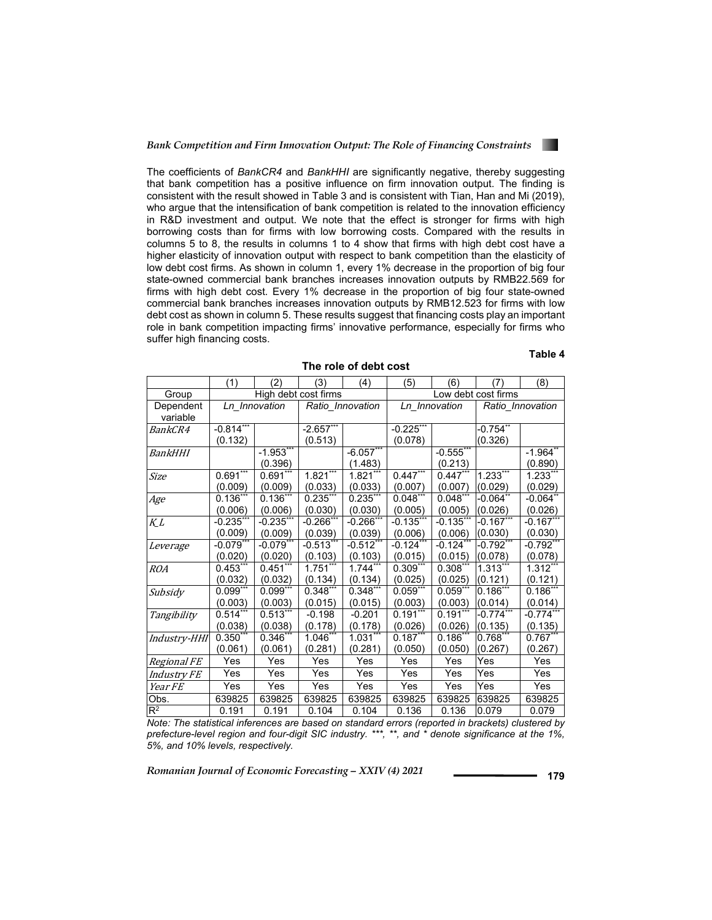The coefficients of *BankCR4* and *BankHHI* are significantly negative, thereby suggesting that bank competition has a positive influence on firm innovation output. The finding is consistent with the result showed in Table 3 and is consistent with Tian, Han and Mi (2019), who argue that the intensification of bank competition is related to the innovation efficiency in R&D investment and output. We note that the effect is stronger for firms with high borrowing costs than for firms with low borrowing costs. Compared with the results in columns 5 to 8, the results in columns 1 to 4 show that firms with high debt cost have a higher elasticity of innovation output with respect to bank competition than the elasticity of low debt cost firms. As shown in column 1, every 1% decrease in the proportion of big four state-owned commercial bank branches increases innovation outputs by RMB22.569 for firms with high debt cost. Every 1% decrease in the proportion of big four state-owned commercial bank branches increases innovation outputs by RMB12.523 for firms with low debt cost as shown in column 5. These results suggest that financing costs play an important role in bank competition impacting firms' innovative performance, especially for firms who suffer high financing costs.

**Table 4**

**The role of debt cost**

| | (1) | (2) | (3) | (4) | (5) | (6) | (7) | (8) |
|---|---|---|---|---|---|---|---|---|
| Group | High debt cost firms | | | | Low debt cost firms | | | |
| Dependent variable | *Ln_Innovation* | | *Ratio_Innovation* | | *Ln_Innovation* | | *Ratio_Innovation* | |
| *BankCR4* | -0.814*** | | -2.657*** | | -0.225*** | | -0.754** | |
| | (0.132) | | (0.513) | | (0.078) | | (0.326) | |
| *BankHHI* | | -1.953*** | | -6.057*** | | -0.555*** | | -1.964** |
| | | (0.396) | | (1.483) | | (0.213) | | (0.890) |
| *Size* | 0.691*** | 0.691*** | 1.821*** | 1.821*** | 0.447*** | 0.447*** | 1.233*** | 1.233*** |
| | (0.009) | (0.009) | (0.033) | (0.033) | (0.007) | (0.007) | (0.029) | (0.029) |
| *Age* | 0.136*** | 0.136*** | 0.235*** | 0.235*** | 0.048*** | 0.048*** | -0.064** | -0.064** |
| | (0.006) | (0.006) | (0.030) | (0.030) | (0.005) | (0.005) | (0.026) | (0.026) |
| *K_L* | -0.235*** | -0.235*** | -0.266*** | -0.266*** | -0.135*** | -0.135*** | -0.167*** | -0.167*** |
| | (0.009) | (0.009) | (0.039) | (0.039) | (0.006) | (0.006) | (0.030) | (0.030) |
| *Leverage* | -0.079*** | -0.079*** | -0.513*** | -0.512*** | -0.124*** | -0.124*** | -0.792*** | -0.792*** |
| | (0.020) | (0.020) | (0.103) | (0.103) | (0.015) | (0.015) | (0.078) | (0.078) |
| *ROA* | 0.453*** | 0.451*** | 1.751*** | 1.744*** | 0.309*** | 0.308*** | 1.313*** | 1.312*** |
| | (0.032) | (0.032) | (0.134) | (0.134) | (0.025) | (0.025) | (0.121) | (0.121) |
| *Subsidy* | 0.099*** | 0.099*** | 0.348*** | 0.348*** | 0.059*** | 0.059*** | 0.186*** | 0.186*** |
| | (0.003) | (0.003) | (0.015) | (0.015) | (0.003) | (0.003) | (0.014) | (0.014) |
| *Tangibility* | 0.514*** | 0.513*** | -0.198 | -0.201 | 0.191*** | 0.191*** | -0.774*** | -0.774*** |
| | (0.038) | (0.038) | (0.178) | (0.178) | (0.026) | (0.026) | (0.135) | (0.135) |
| *Industry-HHI* | 0.350*** | 0.346*** | 1.046*** | 1.031*** | 0.187*** | 0.186*** | 0.768*** | 0.767*** |
| | (0.061) | (0.061) | (0.281) | (0.281) | (0.050) | (0.050) | (0.267) | (0.267) |
| *Regional FE* | Yes | Yes | Yes | Yes | Yes | Yes | Yes | Yes |
| *Industry FE* | Yes | Yes | Yes | Yes | Yes | Yes | Yes | Yes |
| *Year FE* | Yes | Yes | Yes | Yes | Yes | Yes | Yes | Yes |
| Obs. | 639825 | 639825 | 639825 | 639825 | 639825 | 639825 | 639825 | 639825 |
| $R^2$ | 0.191 | 0.191 | 0.104 | 0.104 | 0.136 | 0.136 | 0.079 | 0.079 |

*Note: The statistical inferences are based on standard errors (reported in brackets) clustered by prefecture-level region and four-digit SIC industry. \*\*\*, \*\*, and \* denote significance at the 1%, 5%, and 10% levels, respectively.*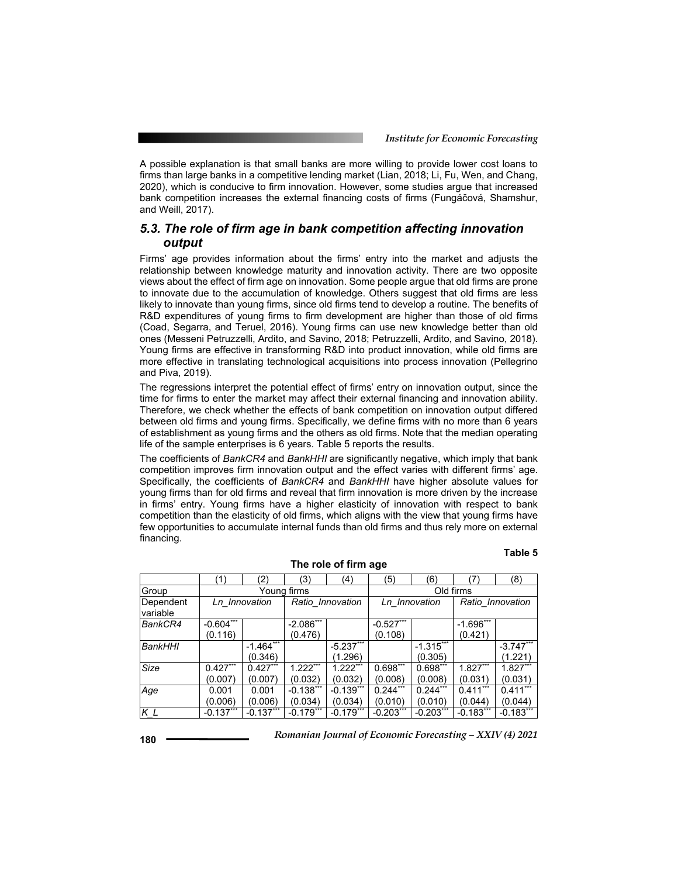A possible explanation is that small banks are more willing to provide lower cost loans to firms than large banks in a competitive lending market (Lian, 2018; Li, Fu, Wen, and Chang, 2020), which is conducive to firm innovation. However, some studies argue that increased bank competition increases the external financing costs of firms (Fungáčová, Shamshur, and Weill, 2017).

## *5.3. The role of firm age in bank competition affecting innovation output*

Firms' age provides information about the firms' entry into the market and adjusts the relationship between knowledge maturity and innovation activity. There are two opposite views about the effect of firm age on innovation. Some people argue that old firms are prone to innovate due to the accumulation of knowledge. Others suggest that old firms are less likely to innovate than young firms, since old firms tend to develop a routine. The benefits of R&D expenditures of young firms to firm development are higher than those of old firms (Coad, Segarra, and Teruel, 2016). Young firms can use new knowledge better than old ones (Messeni Petruzzelli, Ardito, and Savino, 2018; Petruzzelli, Ardito, and Savino, 2018). Young firms are effective in transforming R&D into product innovation, while old firms are more effective in translating technological acquisitions into process innovation (Pellegrino and Piva, 2019).

The regressions interpret the potential effect of firms' entry on innovation output, since the time for firms to enter the market may affect their external financing and innovation ability. Therefore, we check whether the effects of bank competition on innovation output differed between old firms and young firms. Specifically, we define firms with no more than 6 years of establishment as young firms and the others as old firms. Note that the median operating life of the sample enterprises is 6 years. Table 5 reports the results.

The coefficients of *BankCR4* and *BankHHI* are significantly negative, which imply that bank competition improves firm innovation output and the effect varies with different firms' age. Specifically, the coefficients of *BankCR4* and *BankHHI* have higher absolute values for young firms than for old firms and reveal that firm innovation is more driven by the increase in firms' entry. Young firms have a higher elasticity of innovation with respect to bank competition than the elasticity of old firms, which aligns with the view that young firms have few opportunities to accumulate internal funds than old firms and thus rely more on external financing.

**Table 5**

**The role of firm age**

| | (1) | (2) | (3) | (4) | (5) | (6) | (7) | (8) |
|---|---|---|---|---|---|---|---|---|
| Group | Young firms | | | | Old firms | | | |
| Dependent variable | *Ln_Innovation* | | *Ratio_Innovation* | | *Ln_Innovation* | | *Ratio_Innovation* | |
| *BankCR4* | -0.604*** | | -2.086*** | | -0.527*** | | -1.696*** | |
| | (0.116) | | (0.476) | | (0.108) | | (0.421) | |
| *BankHHI* | | -1.464*** | | -5.237*** | | -1.315*** | | -3.747*** |
| | | (0.346) | | (1.296) | | (0.305) | | (1.221) |
| *Size* | 0.427*** | 0.427*** | 1.222*** | 1.222*** | 0.698*** | 0.698*** | 1.827*** | 1.827*** |
| | (0.007) | (0.007) | (0.032) | (0.032) | (0.008) | (0.008) | (0.031) | (0.031) |
| *Age* | 0.001 | 0.001 | -0.138*** | -0.139*** | 0.244*** | 0.244*** | 0.411*** | 0.411*** |
| | (0.006) | (0.006) | (0.034) | (0.034) | (0.010) | (0.010) | (0.044) | (0.044) |
| *K_L* | -0.137*** | -0.137*** | -0.179*** | -0.179*** | -0.203*** | -0.203*** | -0.183*** | -0.183*** |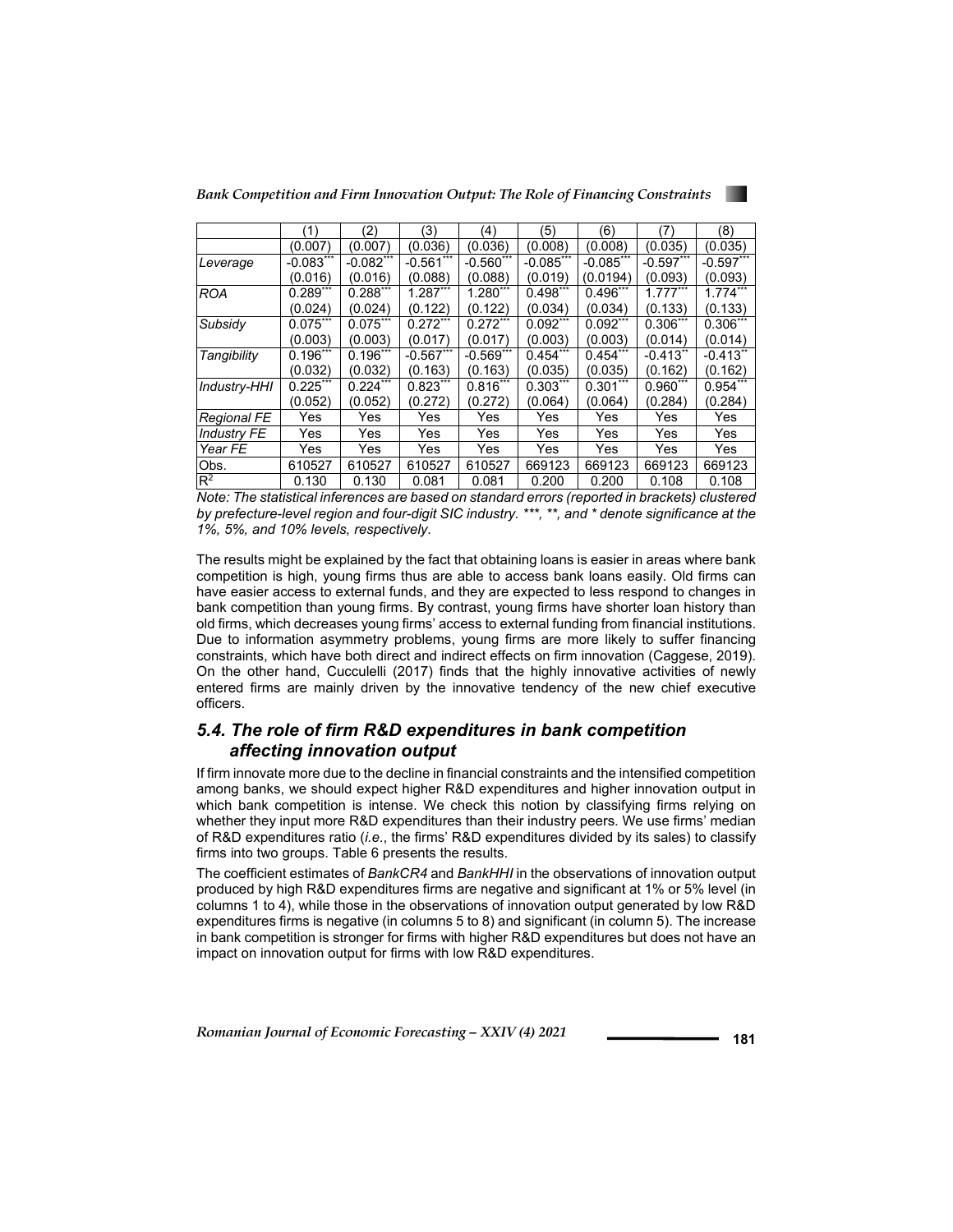| | (1) | (2) | (3) | (4) | (5) | (6) | (7) | (8) |
|---|---|---|---|---|---|---|---|---|
| | (0.007) | (0.007) | (0.036) | (0.036) | (0.008) | (0.008) | (0.035) | (0.035) |
| *Leverage* | -0.083*** | -0.082*** | -0.561*** | -0.560*** | -0.085*** | -0.085*** | -0.597*** | -0.597*** |
| | (0.016) | (0.016) | (0.088) | (0.088) | (0.019) | (0.0194) | (0.093) | (0.093) |
| *ROA* | 0.289*** | 0.288*** | 1.287*** | 1.280*** | 0.498*** | 0.496*** | 1.777*** | 1.774*** |
| | (0.024) | (0.024) | (0.122) | (0.122) | (0.034) | (0.034) | (0.133) | (0.133) |
| *Subsidy* | 0.075*** | 0.075*** | 0.272*** | 0.272*** | 0.092*** | 0.092*** | 0.306*** | 0.306*** |
| | (0.003) | (0.003) | (0.017) | (0.017) | (0.003) | (0.003) | (0.014) | (0.014) |
| *Tangibility* | 0.196*** | 0.196*** | -0.567*** | -0.569*** | 0.454*** | 0.454*** | -0.413** | -0.413** |
| | (0.032) | (0.032) | (0.163) | (0.163) | (0.035) | (0.035) | (0.162) | (0.162) |
| *Industry-HHI* | 0.225*** | 0.224*** | 0.823*** | 0.816*** | 0.303*** | 0.301*** | 0.960*** | 0.954*** |
| | (0.052) | (0.052) | (0.272) | (0.272) | (0.064) | (0.064) | (0.284) | (0.284) |
| *Regional FE* | Yes | Yes | Yes | Yes | Yes | Yes | Yes | Yes |
| *Industry FE* | Yes | Yes | Yes | Yes | Yes | Yes | Yes | Yes |
| *Year FE* | Yes | Yes | Yes | Yes | Yes | Yes | Yes | Yes |
| Obs. | 610527 | 610527 | 610527 | 610527 | 669123 | 669123 | 669123 | 669123 |
| $R^2$ | 0.130 | 0.130 | 0.081 | 0.081 | 0.200 | 0.200 | 0.108 | 0.108 |

*Note: The statistical inferences are based on standard errors (reported in brackets) clustered by prefecture-level region and four-digit SIC industry. \*\*\*, \*\*, and \* denote significance at the 1%, 5%, and 10% levels, respectively.*

The results might be explained by the fact that obtaining loans is easier in areas where bank competition is high, young firms thus are able to access bank loans easily. Old firms can have easier access to external funds, and they are expected to less respond to changes in bank competition than young firms. By contrast, young firms have shorter loan history than old firms, which decreases young firms' access to external funding from financial institutions. Due to information asymmetry problems, young firms are more likely to suffer financing constraints, which have both direct and indirect effects on firm innovation (Caggese, 2019). On the other hand, Cucculelli (2017) finds that the highly innovative activities of newly entered firms are mainly driven by the innovative tendency of the new chief executive officers.

### 5.4. The role of firm R&D expenditures in bank competition affecting innovation output

If firm innovate more due to the decline in financial constraints and the intensified competition among banks, we should expect higher R&D expenditures and higher innovation output in which bank competition is intense. We check this notion by classifying firms relying on whether they input more R&D expenditures than their industry peers. We use firms' median of R&D expenditures ratio (*i.e.*, the firms' R&D expenditures divided by its sales) to classify firms into two groups. Table 6 presents the results.

The coefficient estimates of *BankCR4* and *BankHHI* in the observations of innovation output produced by high R&D expenditures firms are negative and significant at 1% or 5% level (in columns 1 to 4), while those in the observations of innovation output generated by low R&D expenditures firms is negative (in columns 5 to 8) and significant (in column 5). The increase in bank competition is stronger for firms with higher R&D expenditures but does not have an impact on innovation output for firms with low R&D expenditures.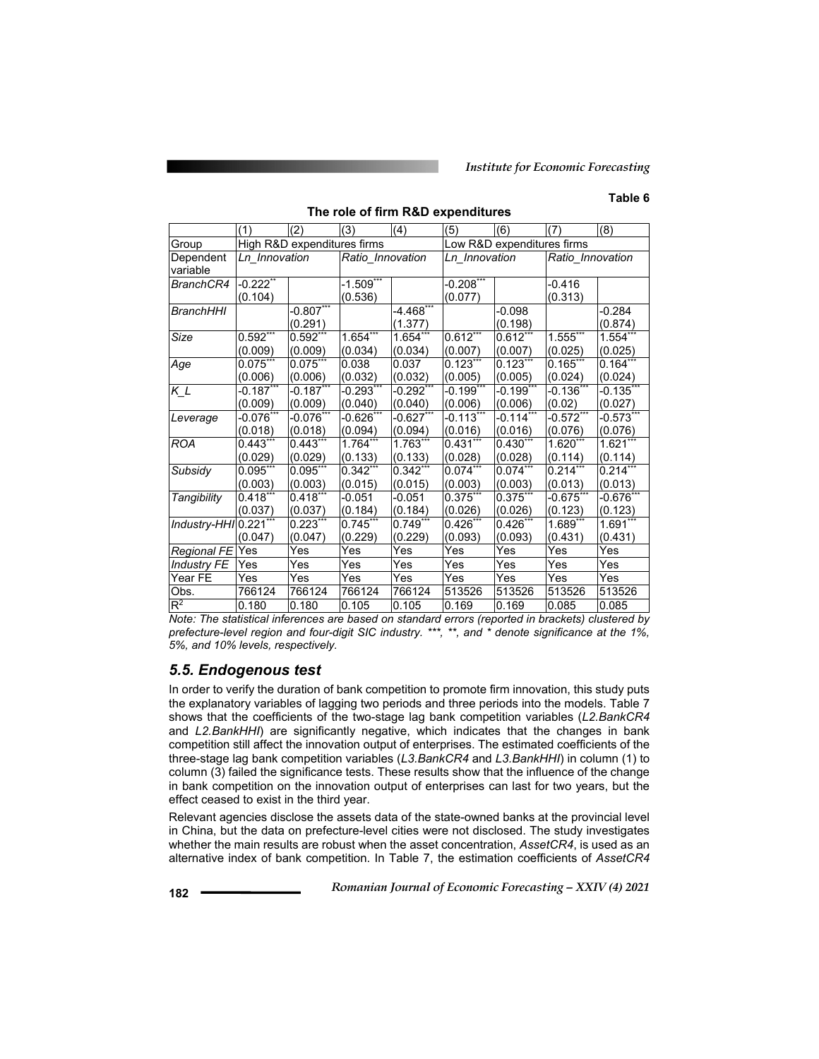**Table 6**

**The role of firm R&D expenditures**

| | (1) | (2) | (3) | (4) | (5) | (6) | (7) | (8) |
|---|---|---|---|---|---|---|---|---|
| Group | High R&D expenditures firms | | | | Low R&D expenditures firms | | | |
| Dependent variable | *Ln_Innovation* | | *Ratio_Innovation* | | *Ln_Innovation* | | *Ratio_Innovation* | |
| *BranchCR4* | -0.222** | | -1.509*** | | -0.208*** | | -0.416 | |
| | (0.104) | | (0.536) | | (0.077) | | (0.313) | |
| *BranchHHI* | | -0.807*** | | -4.468*** | | -0.098 | | -0.284 |
| | | (0.291) | | (1.377) | | (0.198) | | (0.874) |
| *Size* | 0.592*** | 0.592*** | 1.654*** | 1.654*** | 0.612*** | 0.612*** | 1.555*** | 1.554*** |
| | (0.009) | (0.009) | (0.034) | (0.034) | (0.007) | (0.007) | (0.025) | (0.025) |
| *Age* | 0.075*** | 0.075*** | 0.038 | 0.037 | 0.123*** | 0.123*** | 0.165*** | 0.164*** |
| | (0.006) | (0.006) | (0.032) | (0.032) | (0.005) | (0.005) | (0.024) | (0.024) |
| *K_L* | -0.187*** | -0.187*** | -0.293*** | -0.292*** | -0.199*** | -0.199*** | -0.136*** | -0.135*** |
| | (0.009) | (0.009) | (0.040) | (0.040) | (0.006) | (0.006) | (0.02) | (0.027) |
| *Leverage* | -0.076*** | -0.076*** | -0.626*** | -0.627*** | -0.113*** | -0.114*** | -0.572*** | -0.573*** |
| | (0.018) | (0.018) | (0.094) | (0.094) | (0.016) | (0.016) | (0.076) | (0.076) |
| *ROA* | 0.443*** | 0.443*** | 1.764*** | 1.763*** | 0.431*** | 0.430*** | 1.620*** | 1.621*** |
| | (0.029) | (0.029) | (0.133) | (0.133) | (0.028) | (0.028) | (0.114) | (0.114) |
| *Subsidy* | 0.095*** | 0.095*** | 0.342*** | 0.342*** | 0.074*** | 0.074*** | 0.214*** | 0.214*** |
| | (0.003) | (0.003) | (0.015) | (0.015) | (0.003) | (0.003) | (0.013) | (0.013) |
| *Tangibility* | 0.418*** | 0.418*** | -0.051 | -0.051 | 0.375*** | 0.375*** | -0.675*** | -0.676*** |
| | (0.037) | (0.037) | (0.184) | (0.184) | (0.026) | (0.026) | (0.123) | (0.123) |
| *Industry-HHI* | 0.221*** | 0.223*** | 0.745*** | 0.749*** | 0.426*** | 0.426*** | 1.689*** | 1.691*** |
| | (0.047) | (0.047) | (0.229) | (0.229) | (0.093) | (0.093) | (0.431) | (0.431) |
| *Regional FE* | Yes | Yes | Yes | Yes | Yes | Yes | Yes | Yes |
| *Industry FE* | Yes | Yes | Yes | Yes | Yes | Yes | Yes | Yes |
| Year FE | Yes | Yes | Yes | Yes | Yes | Yes | Yes | Yes |
| Obs. | 766124 | 766124 | 766124 | 766124 | 513526 | 513526 | 513526 | 513526 |
| $R^2$ | 0.180 | 0.180 | 0.105 | 0.105 | 0.169 | 0.169 | 0.085 | 0.085 |

*Note: The statistical inferences are based on standard errors (reported in brackets) clustered by prefecture-level region and four-digit SIC industry. \*\*\*, \*\*, and \* denote significance at the 1%, 5%, and 10% levels, respectively.*

## 5.5. Endogenous test

In order to verify the duration of bank competition to promote firm innovation, this study puts the explanatory variables of lagging two periods and three periods into the models. Table 7 shows that the coefficients of the two-stage lag bank competition variables (*L2.BankCR4* and *L2.BankHHI*) are significantly negative, which indicates that the changes in bank competition still affect the innovation output of enterprises. The estimated coefficients of the three-stage lag bank competition variables (*L3.BankCR4* and *L3.BankHHI*) in column (1) to column (3) failed the significance tests. These results show that the influence of the change in bank competition on the innovation output of enterprises can last for two years, but the effect ceased to exist in the third year.

Relevant agencies disclose the assets data of the state-owned banks at the provincial level in China, but the data on prefecture-level cities were not disclosed. The study investigates whether the main results are robust when the asset concentration, *AssetCR4*, is used as an alternative index of bank competition. In Table 7, the estimation coefficients of *AssetCR4*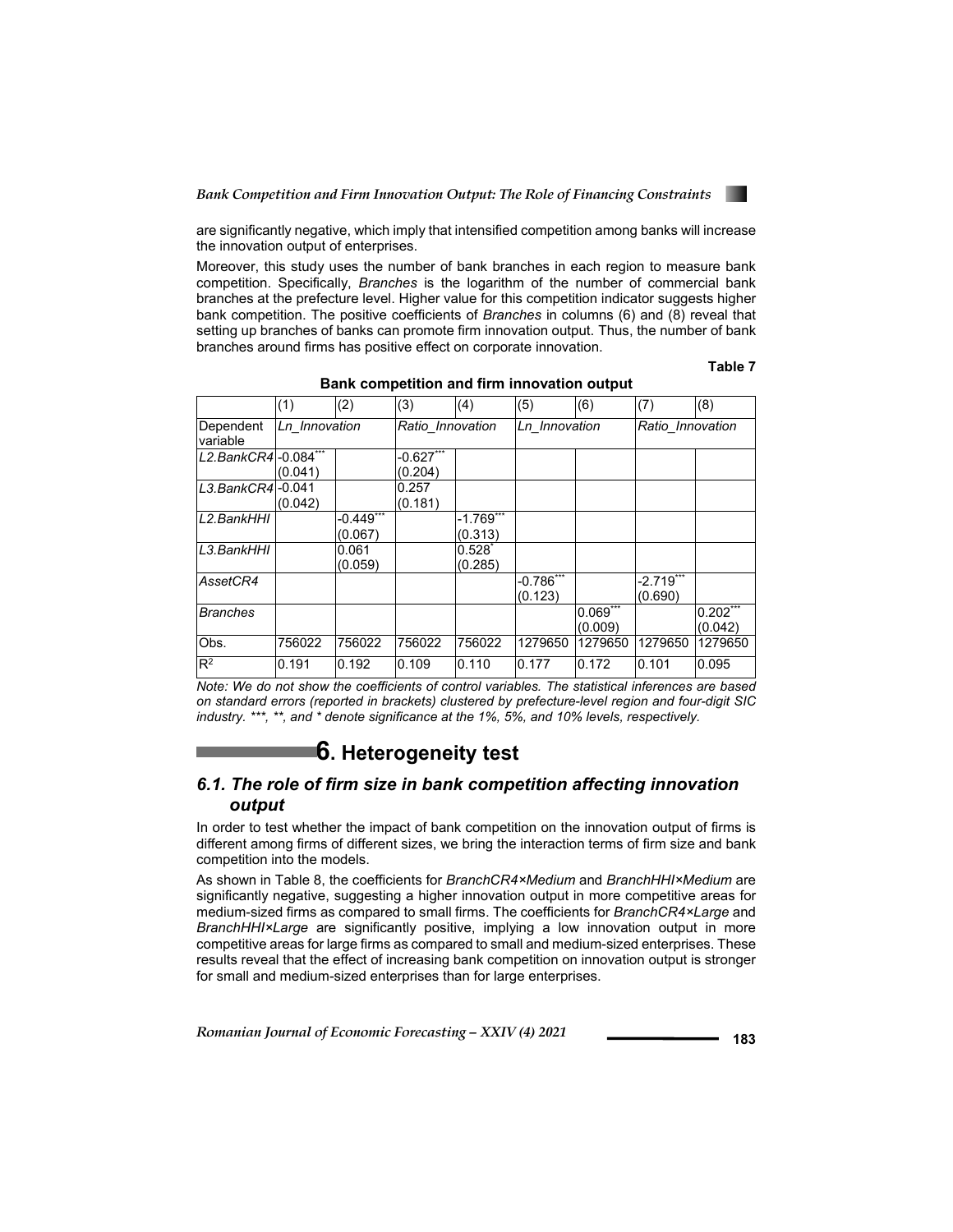are significantly negative, which imply that intensified competition among banks will increase the innovation output of enterprises.

Moreover, this study uses the number of bank branches in each region to measure bank competition. Specifically, *Branches* is the logarithm of the number of commercial bank branches at the prefecture level. Higher value for this competition indicator suggests higher bank competition. The positive coefficients of *Branches* in columns (6) and (8) reveal that setting up branches of banks can promote firm innovation output. Thus, the number of bank branches around firms has positive effect on corporate innovation.

**Table 7**

**Bank competition and firm innovation output**

| | (1) | (2) | (3) | (4) | (5) | (6) | (7) | (8) |
|---|---|---|---|---|---|---|---|---|
| Dependent variable | *Ln_Innovation* | | *Ratio_Innovation* | | *Ln_Innovation* | | *Ratio_Innovation* | |
| *L2.BankCR4* | -0.084*** (0.041) | | -0.627*** (0.204) | | | | | |
| *L3.BankCR4* | -0.041 (0.042) | | 0.257 (0.181) | | | | | |
| *L2.BankHHI* | | -0.449*** (0.067) | | -1.769*** (0.313) | | | | |
| *L3.BankHHI* | | 0.061 (0.059) | | 0.528* (0.285) | | | | |
| *AssetCR4* | | | | | -0.786*** (0.123) | | -2.719*** (0.690) | |
| *Branches* | | | | | | 0.069*** (0.009) | | 0.202*** (0.042) |
| Obs. | 756022 | 756022 | 756022 | 756022 | 1279650 | 1279650 | 1279650 | 1279650 |
| $R^2$ | 0.191 | 0.192 | 0.109 | 0.110 | 0.177 | 0.172 | 0.101 | 0.095 |

*Note: We do not show the coefficients of control variables. The statistical inferences are based on standard errors (reported in brackets) clustered by prefecture-level region and four-digit SIC industry. \*\*\*, \*\*, and \* denote significance at the 1%, 5%, and 10% levels, respectively.*

# 6. Heterogeneity test

## *6.1. The role of firm size in bank competition affecting innovation output*

In order to test whether the impact of bank competition on the innovation output of firms is different among firms of different sizes, we bring the interaction terms of firm size and bank competition into the models.

As shown in Table 8, the coefficients for *BranchCR4×Medium* and *BranchHHI×Medium* are significantly negative, suggesting a higher innovation output in more competitive areas for medium-sized firms as compared to small firms. The coefficients for *BranchCR4×Large* and *BranchHHI×Large* are significantly positive, implying a low innovation output in more competitive areas for large firms as compared to small and medium-sized enterprises. These results reveal that the effect of increasing bank competition on innovation output is stronger for small and medium-sized enterprises than for large enterprises.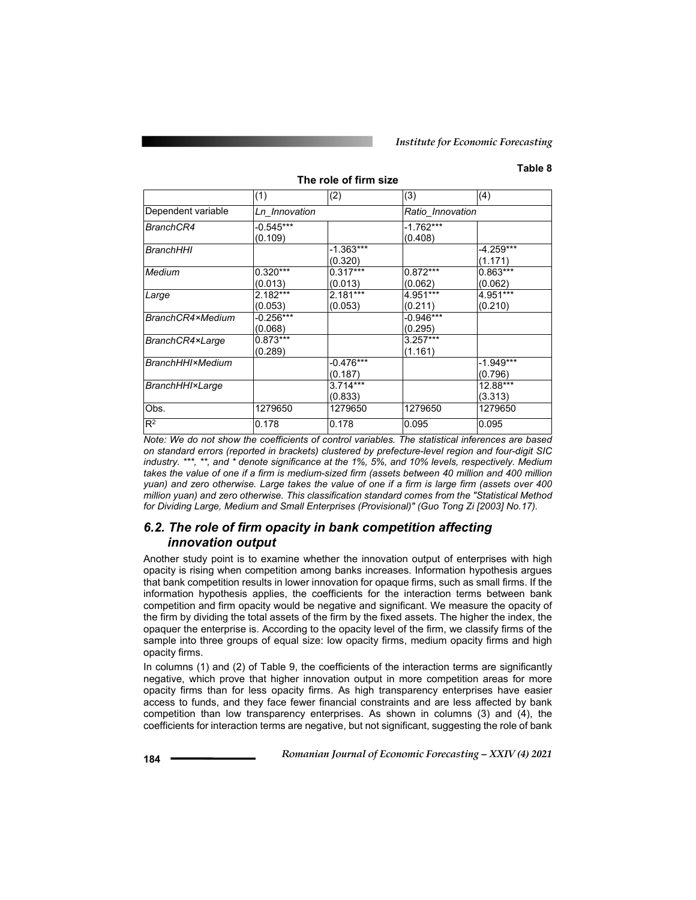**Table 8**

**The role of firm size**

| | (1) | (2) | (3) | (4) |
|---|---|---|---|---|
| Dependent variable | *Ln_Innovation* | | *Ratio_Innovation* | |
| *BranchCR4* | -0.545*** (0.109) | | -1.762*** (0.408) | |
| *BranchHHI* | | -1.363*** (0.320) | | -4.259*** (1.171) |
| *Medium* | 0.320*** (0.013) | 0.317*** (0.013) | 0.872*** (0.062) | 0.863*** (0.062) |
| *Large* | 2.182*** (0.053) | 2.181*** (0.053) | 4.951*** (0.211) | 4.951*** (0.210) |
| *BranchCR4×Medium* | -0.256*** (0.068) | | -0.946*** (0.295) | |
| *BranchCR4×Large* | 0.873*** (0.289) | | 3.257*** (1.161) | |
| *BranchHHI×Medium* | | -0.476*** (0.187) | | -1.949*** (0.796) |
| *BranchHHI×Large* | | 3.714*** (0.833) | | 12.88*** (3.313) |
| Obs. | 1279650 | 1279650 | 1279650 | 1279650 |
| $R^2$ | 0.178 | 0.178 | 0.095 | 0.095 |

*Note: We do not show the coefficients of control variables. The statistical inferences are based on standard errors (reported in brackets) clustered by prefecture-level region and four-digit SIC industry. ***, **, and * denote significance at the 1%, 5%, and 10% levels, respectively. Medium takes the value of one if a firm is medium-sized firm (assets between 40 million and 400 million yuan) and zero otherwise. Large takes the value of one if a firm is large firm (assets over 400 million yuan) and zero otherwise. This classification standard comes from the "Statistical Method for Dividing Large, Medium and Small Enterprises (Provisional)" (Guo Tong Zi [2003] No.17).*

### *6.2. The role of firm opacity in bank competition affecting innovation output*

Another study point is to examine whether the innovation output of enterprises with high opacity is rising when competition among banks increases. Information hypothesis argues that bank competition results in lower innovation for opaque firms, such as small firms. If the information hypothesis applies, the coefficients for the interaction terms between bank competition and firm opacity would be negative and significant. We measure the opacity of the firm by dividing the total assets of the firm by the fixed assets. The higher the index, the opaquer the enterprise is. According to the opacity level of the firm, we classify firms of the sample into three groups of equal size: low opacity firms, medium opacity firms and high opacity firms.

In columns (1) and (2) of Table 9, the coefficients of the interaction terms are significantly negative, which prove that higher innovation output in more competition areas for more opacity firms than for less opacity firms. As high transparency enterprises have easier access to funds, and they face fewer financial constraints and are less affected by bank competition than low transparency enterprises. As shown in columns (3) and (4), the coefficients for interaction terms are negative, but not significant, suggesting the role of bank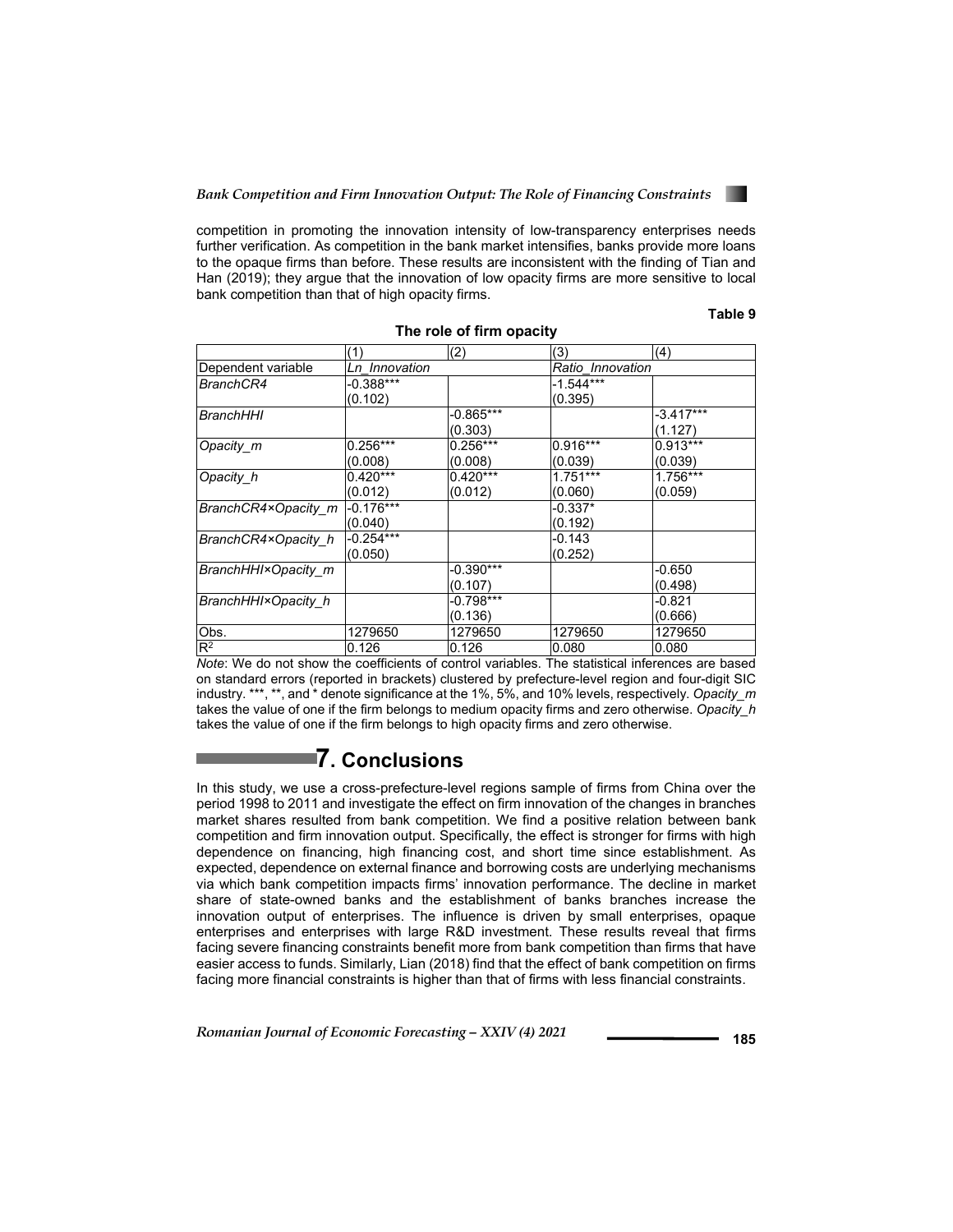competition in promoting the innovation intensity of low-transparency enterprises needs further verification. As competition in the bank market intensifies, banks provide more loans to the opaque firms than before. These results are inconsistent with the finding of Tian and Han (2019); they argue that the innovation of low opacity firms are more sensitive to local bank competition than that of high opacity firms.

**Table 9**

**The role of firm opacity**

| | (1) | (2) | (3) | (4) |
|---|---|---|---|---|
| Dependent variable | *Ln_Innovation* | | *Ratio_Innovation* | |
| *BranchCR4* | -0.388*** | | -1.544*** | |
| | (0.102) | | (0.395) | |
| *BranchHHI* | | -0.865*** | | -3.417*** |
| | | (0.303) | | (1.127) |
| *Opacity_m* | 0.256*** | 0.256*** | 0.916*** | 0.913*** |
| | (0.008) | (0.008) | (0.039) | (0.039) |
| *Opacity_h* | 0.420*** | 0.420*** | 1.751*** | 1.756*** |
| | (0.012) | (0.012) | (0.060) | (0.059) |
| *BranchCR4×Opacity_m* | -0.176*** | | -0.337* | |
| | (0.040) | | (0.192) | |
| *BranchCR4×Opacity_h* | -0.254*** | | -0.143 | |
| | (0.050) | | (0.252) | |
| *BranchHHI×Opacity_m* | | -0.390*** | | -0.650 |
| | | (0.107) | | (0.498) |
| *BranchHHI×Opacity_h* | | -0.798*** | | -0.821 |
| | | (0.136) | | (0.666) |
| Obs. | 1279650 | 1279650 | 1279650 | 1279650 |
| $R^2$ | 0.126 | 0.126 | 0.080 | 0.080 |

*Note*: We do not show the coefficients of control variables. The statistical inferences are based on standard errors (reported in brackets) clustered by prefecture-level region and four-digit SIC industry. ***, **, and * denote significance at the 1%, 5%, and 10% levels, respectively. *Opacity_m* takes the value of one if the firm belongs to medium opacity firms and zero otherwise. *Opacity_h* takes the value of one if the firm belongs to high opacity firms and zero otherwise.

# 7. Conclusions

In this study, we use a cross-prefecture-level regions sample of firms from China over the period 1998 to 2011 and investigate the effect on firm innovation of the changes in branches market shares resulted from bank competition. We find a positive relation between bank competition and firm innovation output. Specifically, the effect is stronger for firms with high dependence on financing, high financing cost, and short time since establishment. As expected, dependence on external finance and borrowing costs are underlying mechanisms via which bank competition impacts firms' innovation performance. The decline in market share of state-owned banks and the establishment of banks branches increase the innovation output of enterprises. The influence is driven by small enterprises, opaque enterprises and enterprises with large R&D investment. These results reveal that firms facing severe financing constraints benefit more from bank competition than firms that have easier access to funds. Similarly, Lian (2018) find that the effect of bank competition on firms facing more financial constraints is higher than that of firms with less financial constraints.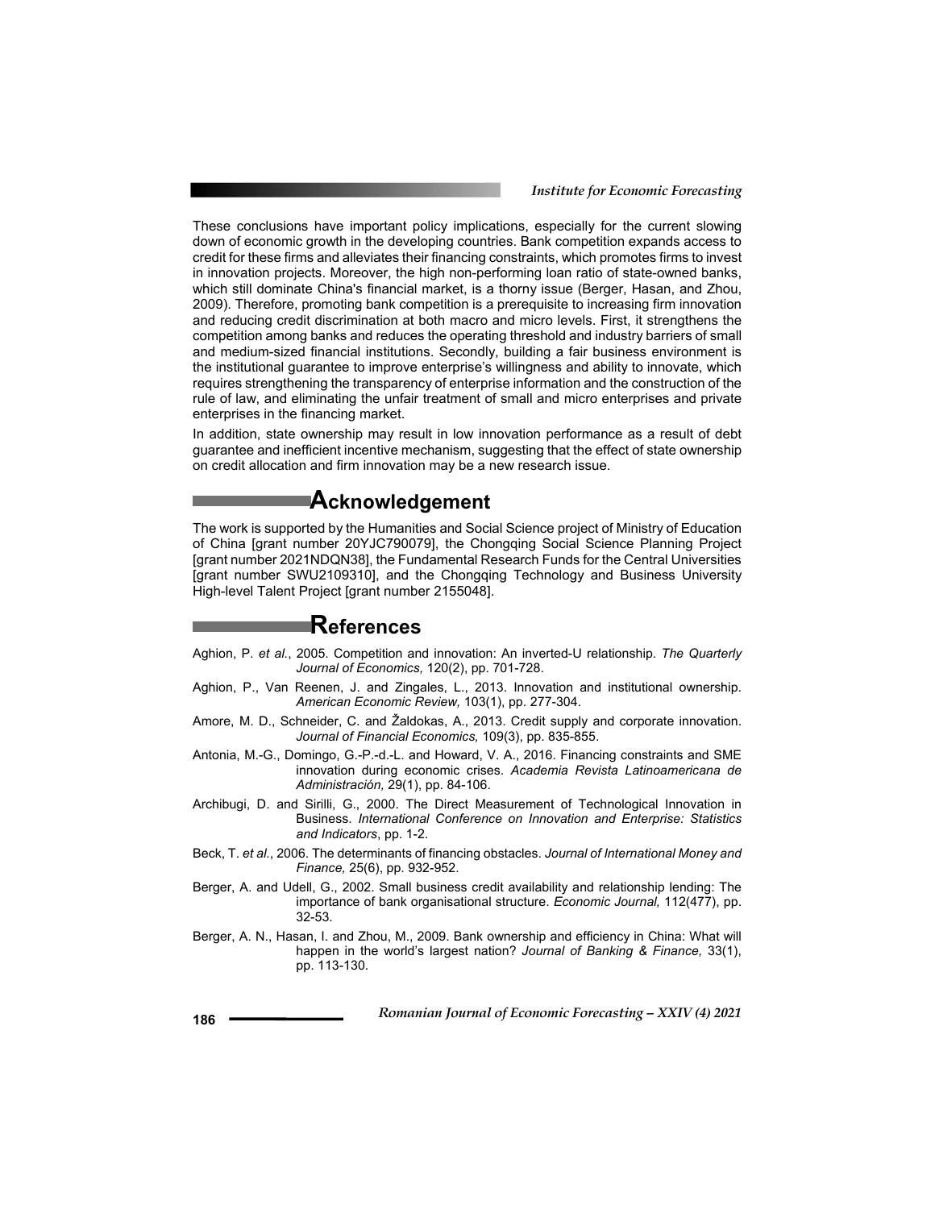These conclusions have important policy implications, especially for the current slowing down of economic growth in the developing countries. Bank competition expands access to credit for these firms and alleviates their financing constraints, which promotes firms to invest in innovation projects. Moreover, the high non-performing loan ratio of state-owned banks, which still dominate China's financial market, is a thorny issue (Berger, Hasan, and Zhou, 2009). Therefore, promoting bank competition is a prerequisite to increasing firm innovation and reducing credit discrimination at both macro and micro levels. First, it strengthens the competition among banks and reduces the operating threshold and industry barriers of small and medium-sized financial institutions. Secondly, building a fair business environment is the institutional guarantee to improve enterprise's willingness and ability to innovate, which requires strengthening the transparency of enterprise information and the construction of the rule of law, and eliminating the unfair treatment of small and micro enterprises and private enterprises in the financing market.

In addition, state ownership may result in low innovation performance as a result of debt guarantee and inefficient incentive mechanism, suggesting that the effect of state ownership on credit allocation and firm innovation may be a new research issue.

## Acknowledgement

The work is supported by the Humanities and Social Science project of Ministry of Education of China [grant number 20YJC790079], the Chongqing Social Science Planning Project [grant number 2021NDQN38], the Fundamental Research Funds for the Central Universities [grant number SWU2109310], and the Chongqing Technology and Business University High-level Talent Project [grant number 2155048].

## References

Aghion, P. *et al.*, 2005. Competition and innovation: An inverted-U relationship. *The Quarterly Journal of Economics,* 120(2), pp. 701-728.

Aghion, P., Van Reenen, J. and Zingales, L., 2013. Innovation and institutional ownership. *American Economic Review,* 103(1), pp. 277-304.

Amore, M. D., Schneider, C. and Žaldokas, A., 2013. Credit supply and corporate innovation. *Journal of Financial Economics,* 109(3), pp. 835-855.

Antonia, M.-G., Domingo, G.-P.-d.-L. and Howard, V. A., 2016. Financing constraints and SME innovation during economic crises. *Academia Revista Latinoamericana de Administración,* 29(1), pp. 84-106.

Archibugi, D. and Sirilli, G., 2000. The Direct Measurement of Technological Innovation in Business. *International Conference on Innovation and Enterprise: Statistics and Indicators*, pp. 1-2.

Beck, T. *et al.*, 2006. The determinants of financing obstacles. *Journal of International Money and Finance,* 25(6), pp. 932-952.

Berger, A. and Udell, G., 2002. Small business credit availability and relationship lending: The importance of bank organisational structure. *Economic Journal,* 112(477), pp. 32-53.

Berger, A. N., Hasan, I. and Zhou, M., 2009. Bank ownership and efficiency in China: What will happen in the world's largest nation? *Journal of Banking & Finance,* 33(1), pp. 113-130.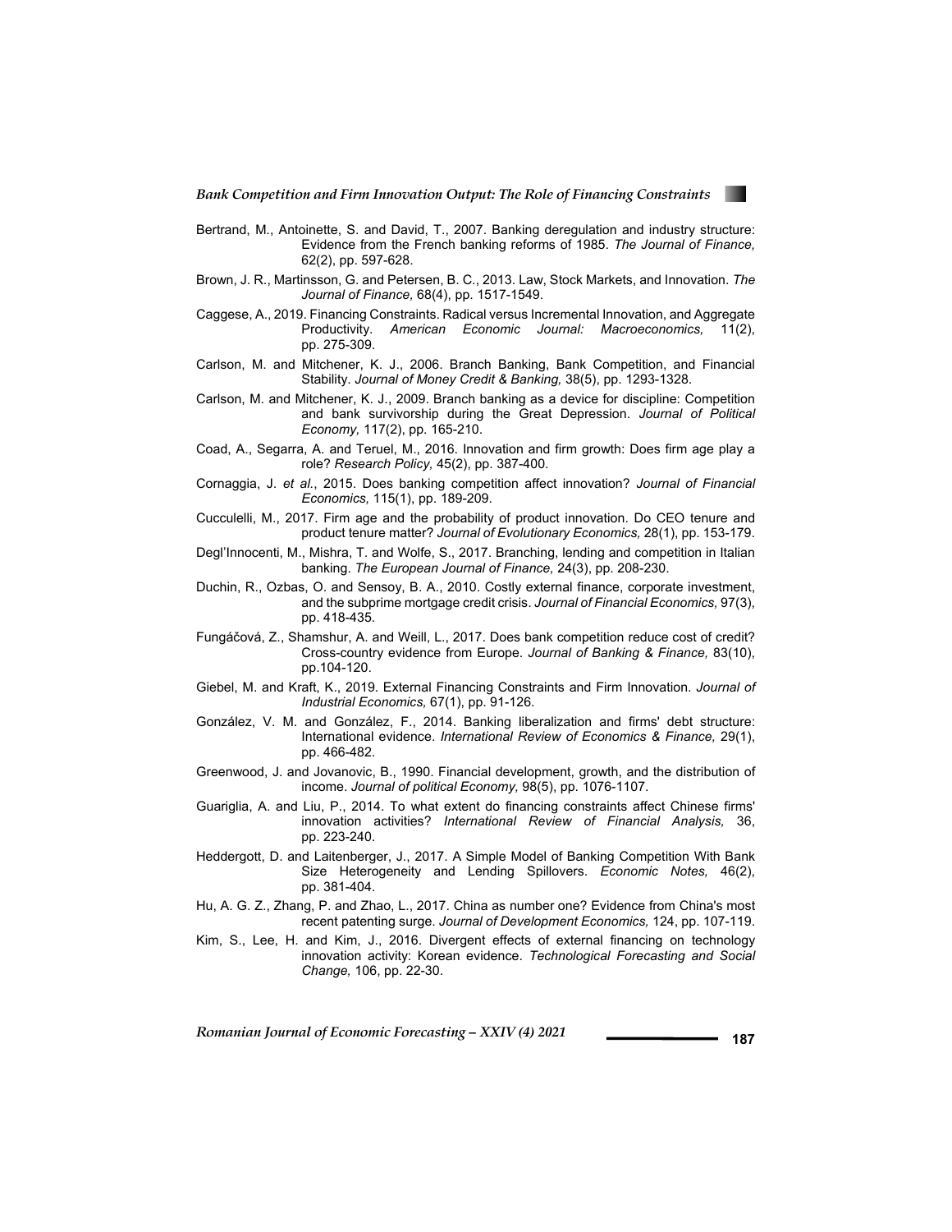Bertrand, M., Antoinette, S. and David, T., 2007. Banking deregulation and industry structure: Evidence from the French banking reforms of 1985. *The Journal of Finance,* 62(2), pp. 597-628.

Brown, J. R., Martinsson, G. and Petersen, B. C., 2013. Law, Stock Markets, and Innovation. *The Journal of Finance,* 68(4), pp. 1517-1549.

Caggese, A., 2019. Financing Constraints. Radical versus Incremental Innovation, and Aggregate Productivity. *American Economic Journal: Macroeconomics,* 11(2), pp. 275-309.

Carlson, M. and Mitchener, K. J., 2006. Branch Banking, Bank Competition, and Financial Stability. *Journal of Money Credit & Banking,* 38(5), pp. 1293-1328.

Carlson, M. and Mitchener, K. J., 2009. Branch banking as a device for discipline: Competition and bank survivorship during the Great Depression. *Journal of Political Economy,* 117(2), pp. 165-210.

Coad, A., Segarra, A. and Teruel, M., 2016. Innovation and firm growth: Does firm age play a role? *Research Policy,* 45(2), pp. 387-400.

Cornaggia, J. *et al.*, 2015. Does banking competition affect innovation? *Journal of Financial Economics,* 115(1), pp. 189-209.

Cucculelli, M., 2017. Firm age and the probability of product innovation. Do CEO tenure and product tenure matter? *Journal of Evolutionary Economics,* 28(1), pp. 153-179.

Degl'Innocenti, M., Mishra, T. and Wolfe, S., 2017. Branching, lending and competition in Italian banking. *The European Journal of Finance,* 24(3), pp. 208-230.

Duchin, R., Ozbas, O. and Sensoy, B. A., 2010. Costly external finance, corporate investment, and the subprime mortgage credit crisis. *Journal of Financial Economics,* 97(3), pp. 418-435.

Fungáčová, Z., Shamshur, A. and Weill, L., 2017. Does bank competition reduce cost of credit? Cross-country evidence from Europe. *Journal of Banking & Finance,* 83(10), pp.104-120.

Giebel, M. and Kraft, K., 2019. External Financing Constraints and Firm Innovation. *Journal of Industrial Economics,* 67(1), pp. 91-126.

González, V. M. and González, F., 2014. Banking liberalization and firms' debt structure: International evidence. *International Review of Economics & Finance,* 29(1), pp. 466-482.

Greenwood, J. and Jovanovic, B., 1990. Financial development, growth, and the distribution of income. *Journal of political Economy,* 98(5), pp. 1076-1107.

Guariglia, A. and Liu, P., 2014. To what extent do financing constraints affect Chinese firms' innovation activities? *International Review of Financial Analysis,* 36, pp. 223-240.

Heddergott, D. and Laitenberger, J., 2017. A Simple Model of Banking Competition With Bank Size Heterogeneity and Lending Spillovers. *Economic Notes,* 46(2), pp. 381-404.

Hu, A. G. Z., Zhang, P. and Zhao, L., 2017. China as number one? Evidence from China's most recent patenting surge. *Journal of Development Economics,* 124, pp. 107-119.

Kim, S., Lee, H. and Kim, J., 2016. Divergent effects of external financing on technology innovation activity: Korean evidence. *Technological Forecasting and Social Change,* 106, pp. 22-30.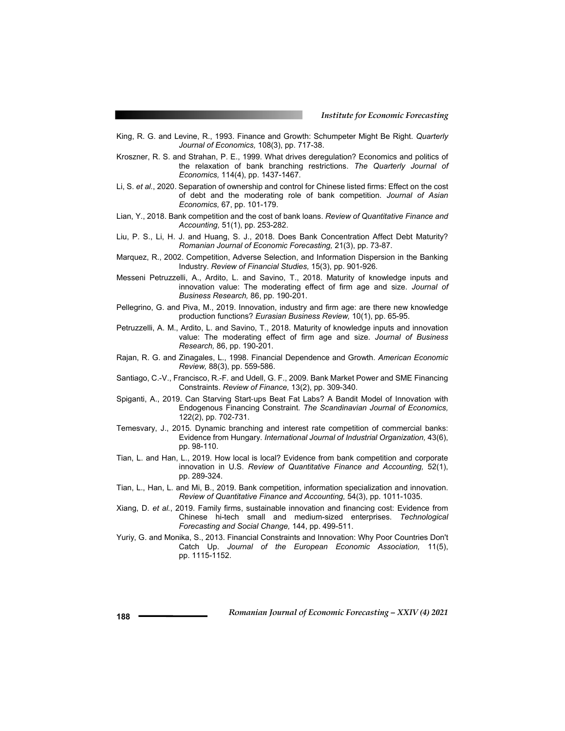King, R. G. and Levine, R., 1993. Finance and Growth: Schumpeter Might Be Right. *Quarterly Journal of Economics,* 108(3), pp. 717-38.

Kroszner, R. S. and Strahan, P. E., 1999. What drives deregulation? Economics and politics of the relaxation of bank branching restrictions. *The Quarterly Journal of Economics,* 114(4), pp. 1437-1467.

Li, S. *et al*., 2020. Separation of ownership and control for Chinese listed firms: Effect on the cost of debt and the moderating role of bank competition. *Journal of Asian Economics,* 67, pp. 101-179.

Lian, Y., 2018. Bank competition and the cost of bank loans. *Review of Quantitative Finance and Accounting,* 51(1), pp. 253-282.

Liu, P. S., Li, H. J. and Huang, S. J., 2018. Does Bank Concentration Affect Debt Maturity? *Romanian Journal of Economic Forecasting,* 21(3), pp. 73-87.

Marquez, R., 2002. Competition, Adverse Selection, and Information Dispersion in the Banking Industry. *Review of Financial Studies,* 15(3), pp. 901-926.

Messeni Petruzzelli, A., Ardito, L. and Savino, T., 2018. Maturity of knowledge inputs and innovation value: The moderating effect of firm age and size. *Journal of Business Research,* 86, pp. 190-201.

Pellegrino, G. and Piva, M., 2019. Innovation, industry and firm age: are there new knowledge production functions? *Eurasian Business Review,* 10(1), pp. 65-95.

Petruzzelli, A. M., Ardito, L. and Savino, T., 2018. Maturity of knowledge inputs and innovation value: The moderating effect of firm age and size. *Journal of Business Research,* 86, pp. 190-201.

Rajan, R. G. and Zinagales, L., 1998. Financial Dependence and Growth. *American Economic Review,* 88(3), pp. 559-586.

Santiago, C.-V., Francisco, R.-F. and Udell, G. F., 2009. Bank Market Power and SME Financing Constraints. *Review of Finance,* 13(2), pp. 309-340.

Spiganti, A., 2019. Can Starving Start-ups Beat Fat Labs? A Bandit Model of Innovation with Endogenous Financing Constraint. *The Scandinavian Journal of Economics,* 122(2), pp. 702-731.

Temesvary, J., 2015. Dynamic branching and interest rate competition of commercial banks: Evidence from Hungary. *International Journal of Industrial Organization,* 43(6), pp. 98-110.

Tian, L. and Han, L., 2019. How local is local? Evidence from bank competition and corporate innovation in U.S. *Review of Quantitative Finance and Accounting,* 52(1), pp. 289-324.

Tian, L., Han, L. and Mi, B., 2019. Bank competition, information specialization and innovation. *Review of Quantitative Finance and Accounting,* 54(3), pp. 1011-1035.

Xiang, D. *et al*., 2019. Family firms, sustainable innovation and financing cost: Evidence from Chinese hi-tech small and medium-sized enterprises. *Technological Forecasting and Social Change,* 144, pp. 499-511.

Yuriy, G. and Monika, S., 2013. Financial Constraints and Innovation: Why Poor Countries Don't Catch Up. *Journal of the European Economic Association,* 11(5), pp. 1115-1152.